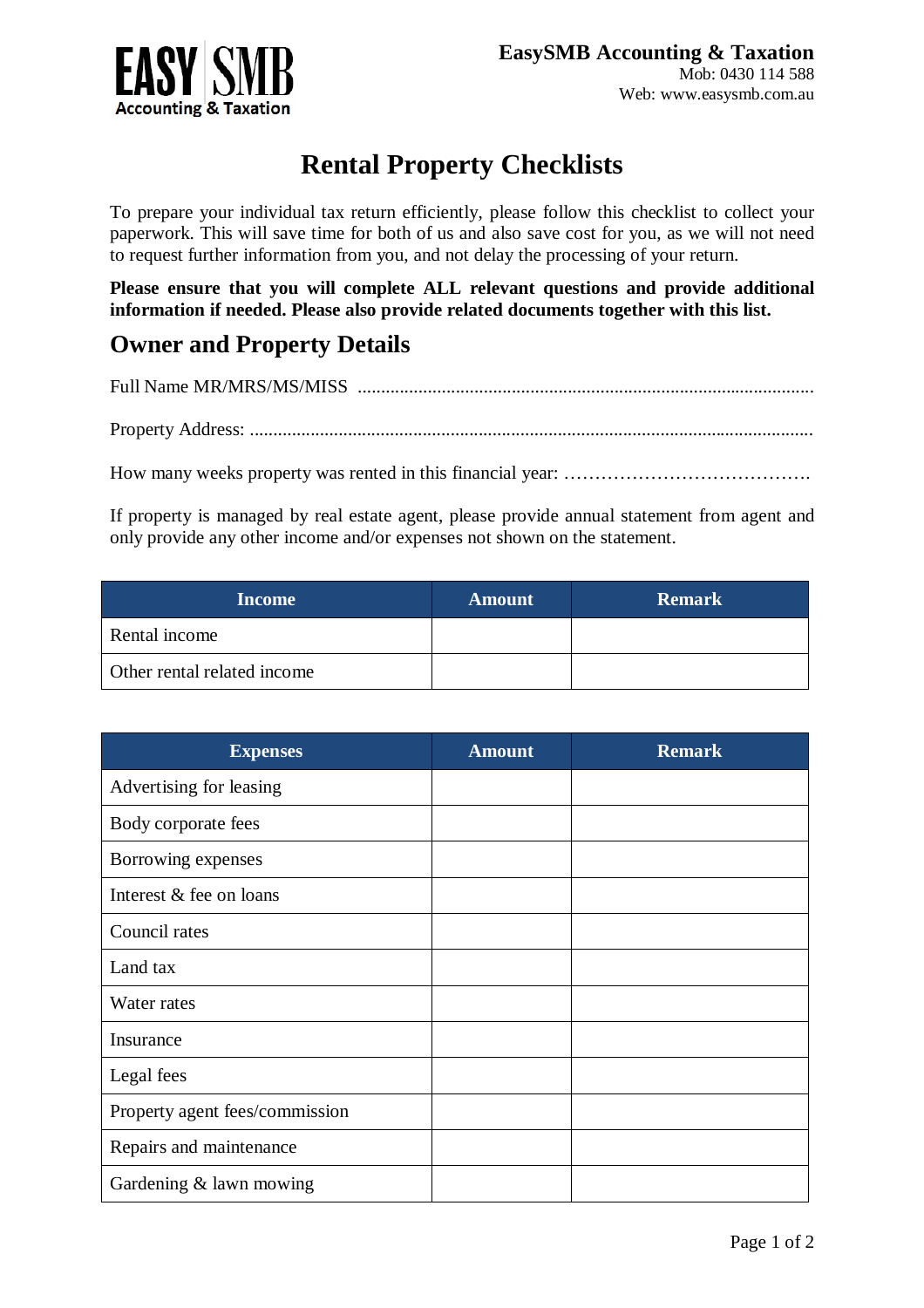EASY SMB Accounting & Taxation

**EasySMB Accounting & Taxation**
Mob: 0430 114 588
Web: www.easysmb.com.au

# Rental Property Checklists

To prepare your individual tax return efficiently, please follow this checklist to collect your paperwork. This will save time for both of us and also save cost for you, as we will not need to request further information from you, and not delay the processing of your return.

**Please ensure that you will complete ALL relevant questions and provide additional information if needed. Please also provide related documents together with this list.**

## Owner and Property Details

Full Name MR/MRS/MS/MISS ..................................................................................................

Property Address: ..........................................................................................................................

How many weeks property was rented in this financial year: ………………………………….

If property is managed by real estate agent, please provide annual statement from agent and only provide any other income and/or expenses not shown on the statement.

| Income | Amount | Remark |
|---|---|---|
| Rental income | | |
| Other rental related income | | |

| Expenses | Amount | Remark |
|---|---|---|
| Advertising for leasing | | |
| Body corporate fees | | |
| Borrowing expenses | | |
| Interest & fee on loans | | |
| Council rates | | |
| Land tax | | |
| Water rates | | |
| Insurance | | |
| Legal fees | | |
| Property agent fees/commission | | |
| Repairs and maintenance | | |
| Gardening & lawn mowing | | |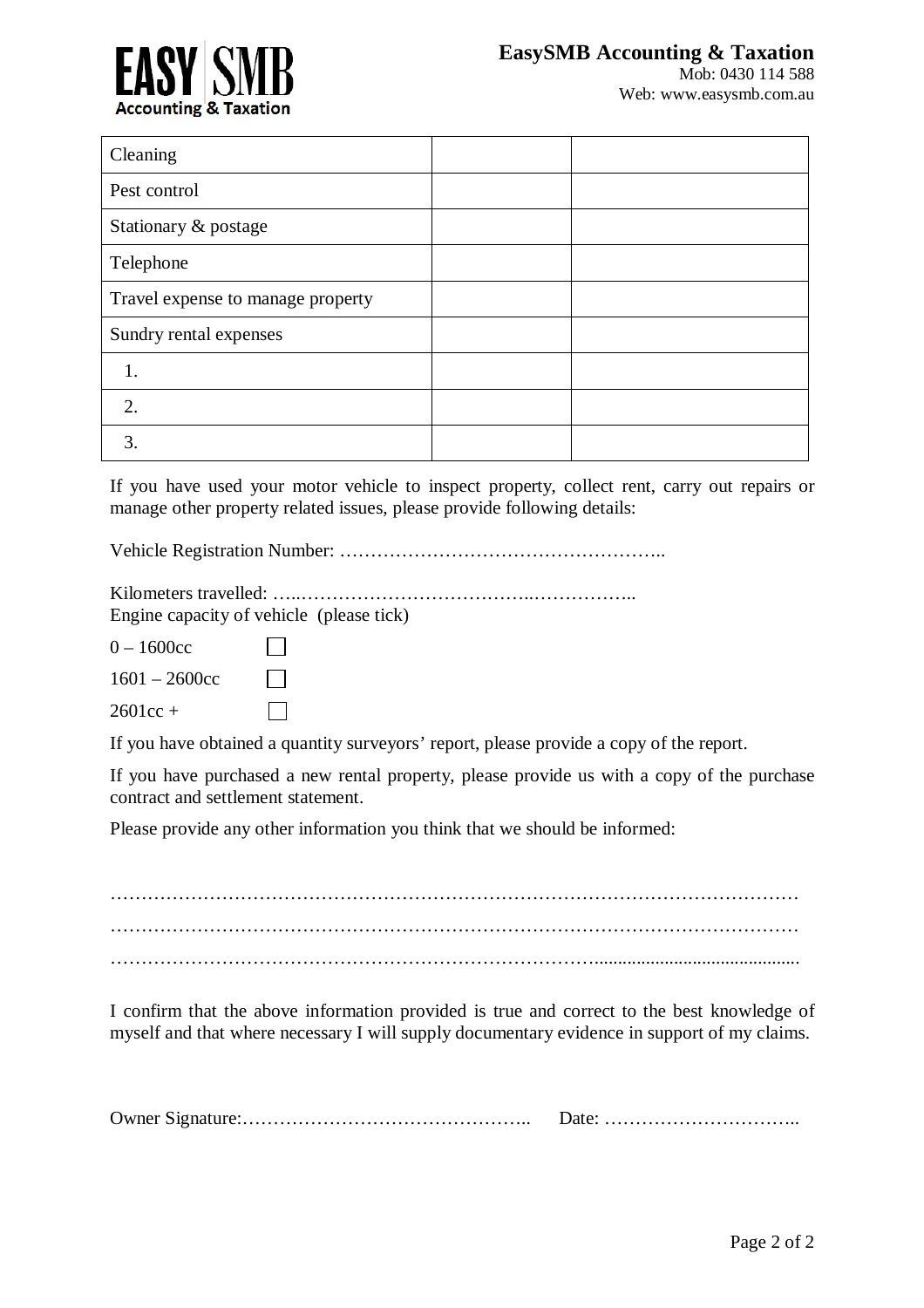| | | |
|---|---|---|
| Cleaning | | |
| Pest control | | |
| Stationary & postage | | |
| Telephone | | |
| Travel expense to manage property | | |
| Sundry rental expenses | | |
| 1. | | |
| 2. | | |
| 3. | | |

If you have used your motor vehicle to inspect property, collect rent, carry out repairs or manage other property related issues, please provide following details:

Vehicle Registration Number: ……………………………………………..

Kilometers travelled: …..………………………………..……………..

Engine capacity of vehicle (please tick)

0 – 1600cc ☐

1601 – 2600cc ☐

2601cc + ☐

If you have obtained a quantity surveyors' report, please provide a copy of the report.

If you have purchased a new rental property, please provide us with a copy of the purchase contract and settlement statement.

Please provide any other information you think that we should be informed:

…………………………………………………………………………………………………

…………………………………………………………………………………………………

……………………………………………………………………….........................................

I confirm that the above information provided is true and correct to the best knowledge of myself and that where necessary I will supply documentary evidence in support of my claims.

Owner Signature:……………………………………….. Date: …………………………..